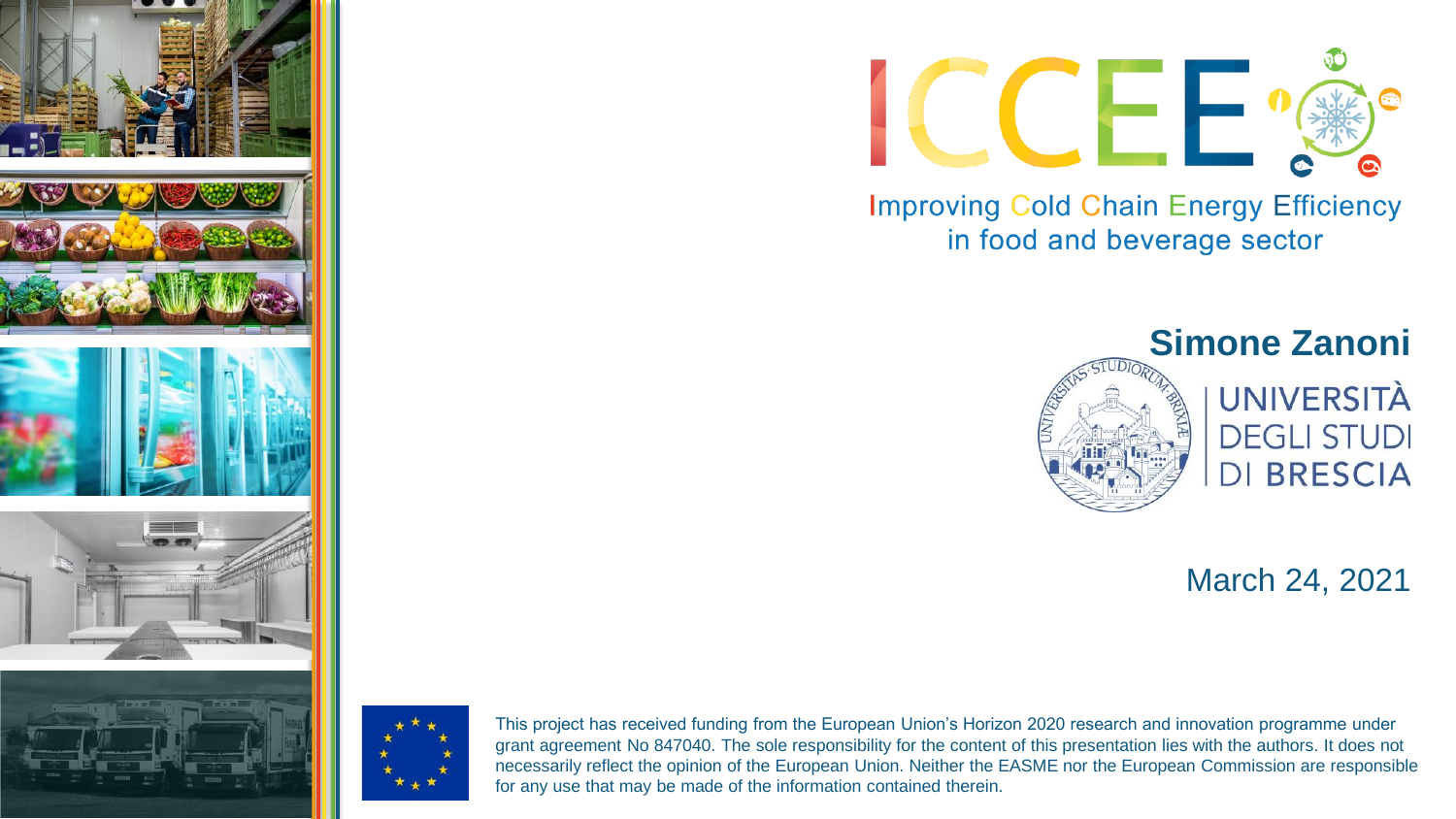# ICCEE

Improving Cold Chain Energy Efficiency in food and beverage sector

## Simone Zanoni

UNIVERSITÀ DEGLI STUDI DI BRESCIA

March 24, 2021

This project has received funding from the European Union's Horizon 2020 research and innovation programme under grant agreement No 847040. The sole responsibility for the content of this presentation lies with the authors. It does not necessarily reflect the opinion of the European Union. Neither the EASME nor the European Commission are responsible for any use that may be made of the information contained therein.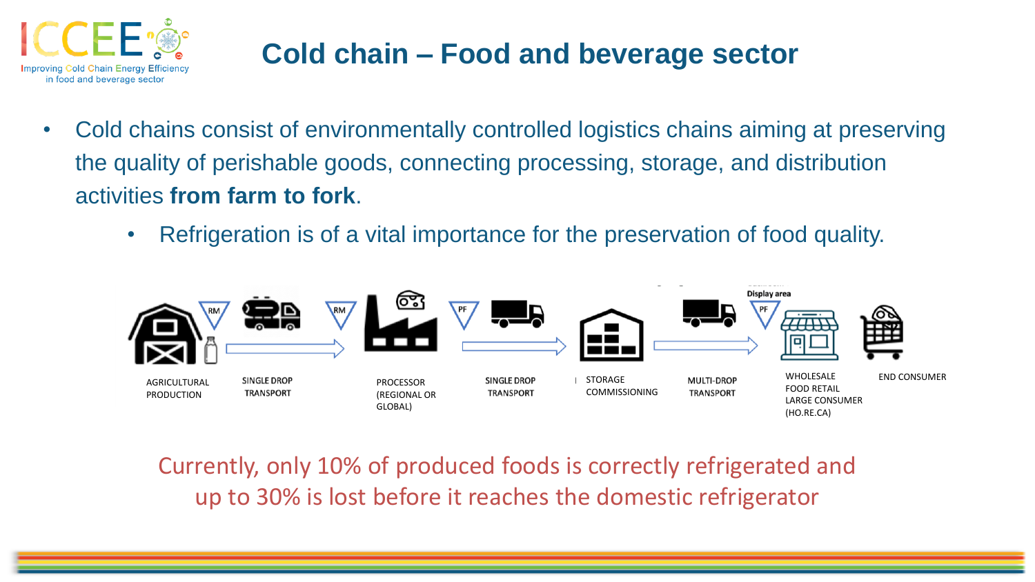# Cold chain – Food and beverage sector

- Cold chains consist of environmentally controlled logistics chains aiming at preserving the quality of perishable goods, connecting processing, storage, and distribution activities **from farm to fork**.
  - Refrigeration is of a vital importance for the preservation of food quality.

AGRICULTURAL PRODUCTION → SINGLE DROP TRANSPORT → PROCESSOR (REGIONAL OR GLOBAL) → SINGLE DROP TRANSPORT → STORAGE COMMISSIONING → MULTI-DROP TRANSPORT → WHOLESALE FOOD RETAIL LARGE CONSUMER (HO.RE.CA) → END CONSUMER

RM RM PF PF Display area

Currently, only 10% of produced foods is correctly refrigerated and up to 30% is lost before it reaches the domestic refrigerator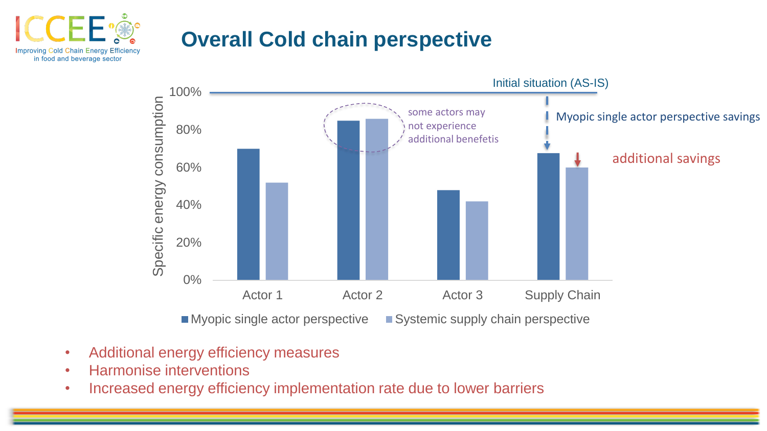# Overall Cold chain perspective

Initial situation (AS-IS)

Myopic single actor perspective savings

additional savings

some actors may not experience additional benefetis

Specific energy consumption

| | Myopic single actor perspective | Systemic supply chain perspective |
|---|---|---|
| Actor 1 | 70% | 52% |
| Actor 2 | 85% | 86% |
| Actor 3 | 48% | 42% |
| Supply Chain | 68% | 60% |

- Additional energy efficiency measures
- Harmonise interventions
- Increased energy efficiency implementation rate due to lower barriers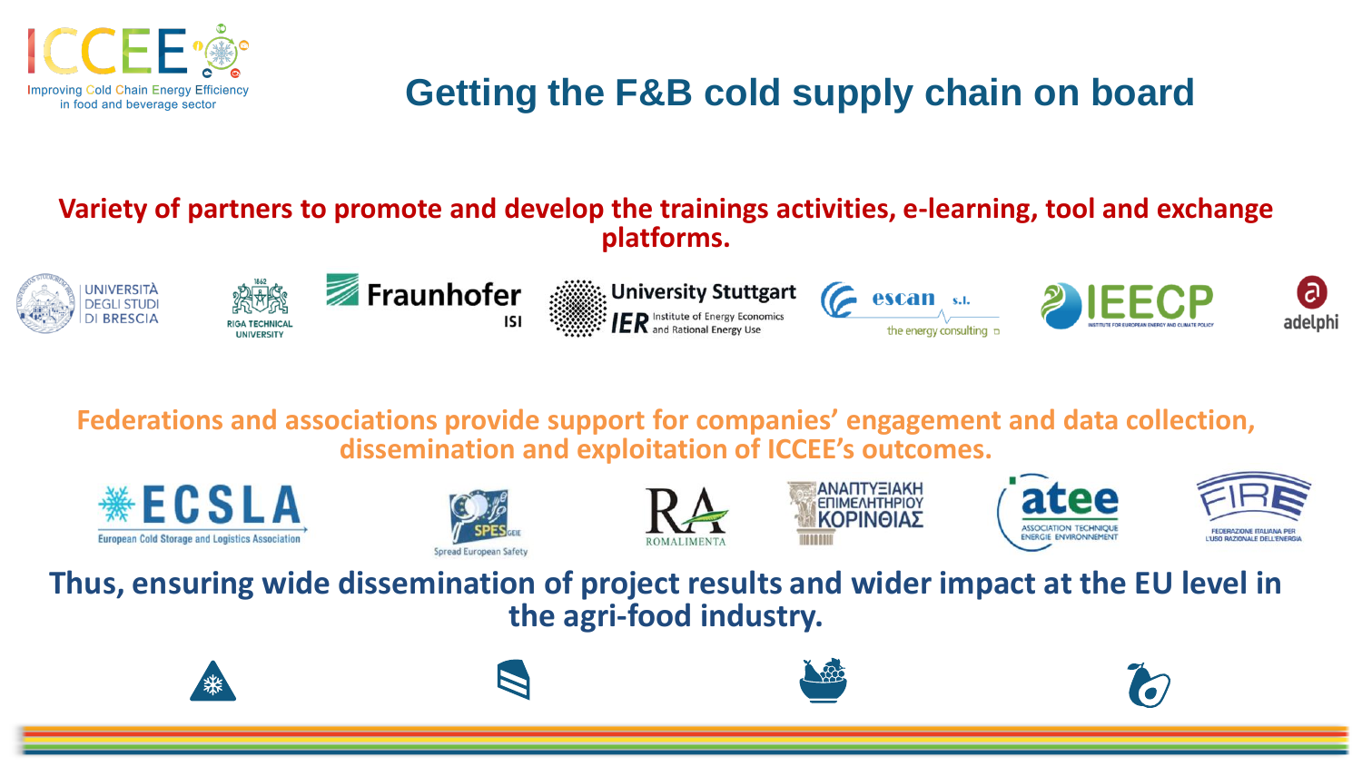# Getting the F&B cold supply chain on board

**Variety of partners to promote and develop the trainings activities, e-learning, tool and exchange platforms.**

Università degli Studi di Brescia · Riga Technical University · Fraunhofer ISI · University Stuttgart IER Institute of Energy Economics and Rational Energy Use · escan s.l. the energy consulting · IEECP Institute for European Energy and Climate Policy · adelphi

**Federations and associations provide support for companies' engagement and data collection, dissemination and exploitation of ICCEE's outcomes.**

ECSLA European Cold Storage and Logistics Association · SPES GEIE Spread European Safety · Romalimenta · ΑΝΑΠΤΥΞΙΑΚΗ ΕΠΙΜΕΛΗΤΗΡΙΟΥ ΚΟΡΙΝΘΙΑΣ · atee Association Technique Énergie Environnement · FIRE Federazione Italiana per l'uso Razionale dell'Energia

**Thus, ensuring wide dissemination of project results and wider impact at the EU level in the agri-food industry.**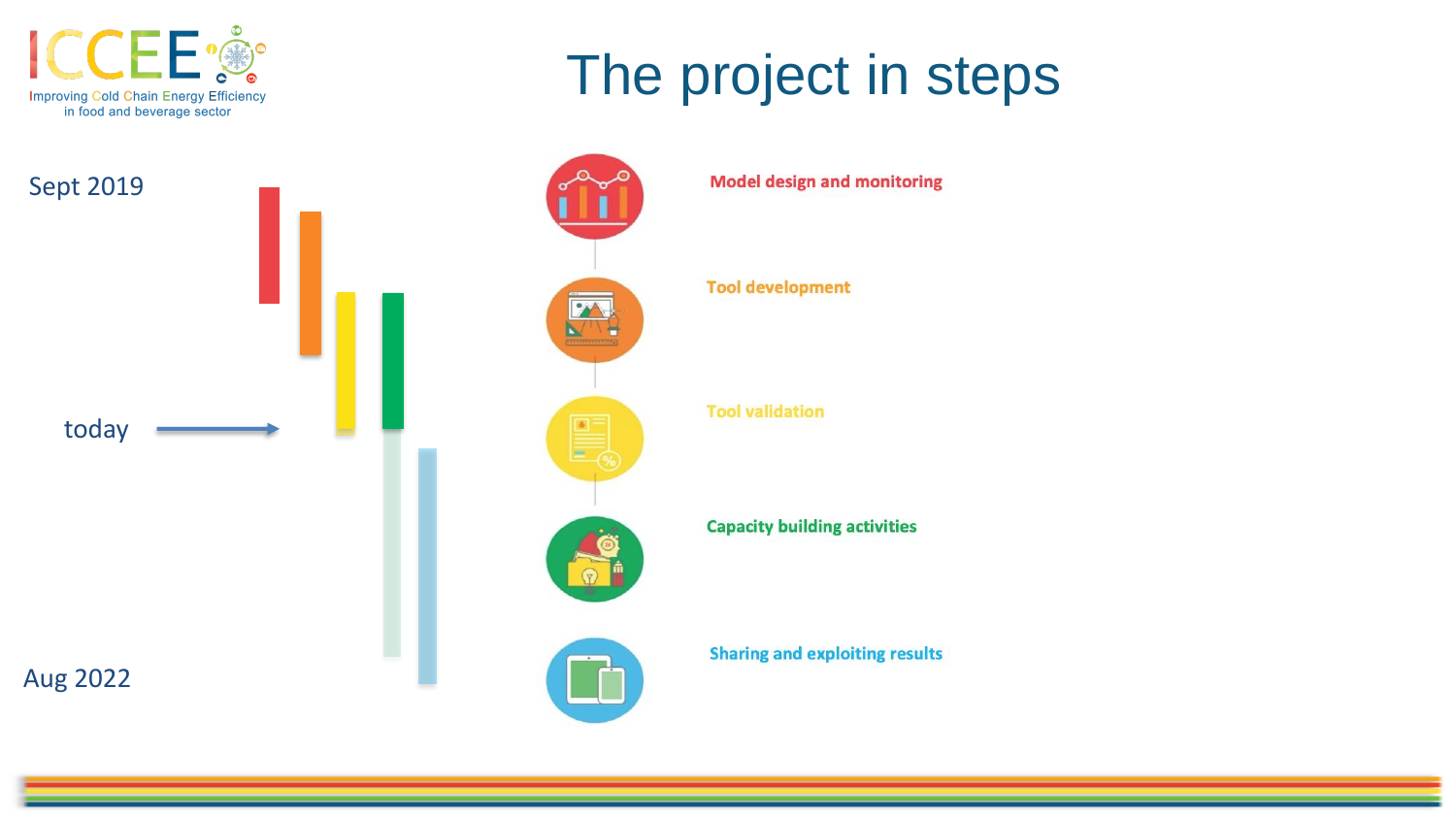# The project in steps

Sept 2019

today

Aug 2022

- **Model design and monitoring**
- **Tool development**
- **Tool validation**
- **Capacity building activities**
- **Sharing and exploiting results**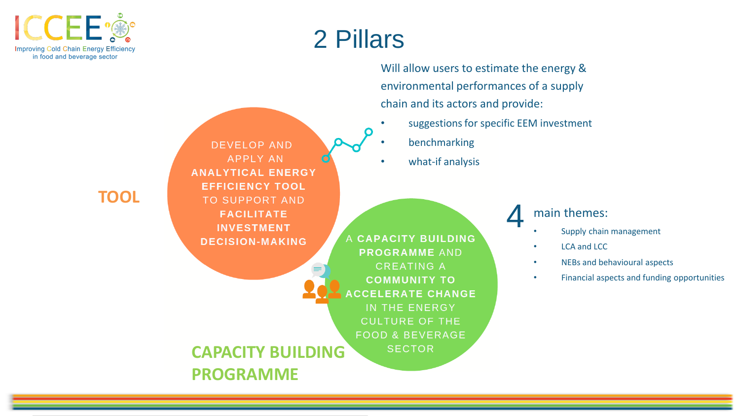# 2 Pillars

## TOOL

DEVELOP AND APPLY AN **ANALYTICAL ENERGY EFFICIENCY TOOL** TO SUPPORT AND **FACILITATE INVESTMENT DECISION-MAKING**

Will allow users to estimate the energy & environmental performances of a supply chain and its actors and provide:

- suggestions for specific EEM investment
- benchmarking
- what-if analysis

## CAPACITY BUILDING PROGRAMME

A **CAPACITY BUILDING PROGRAMME** AND CREATING A **COMMUNITY TO ACCELERATE CHANGE** IN THE ENERGY CULTURE OF THE FOOD & BEVERAGE SECTOR

4 main themes:

- Supply chain management
- LCA and LCC
- NEBs and behavioural aspects
- Financial aspects and funding opportunities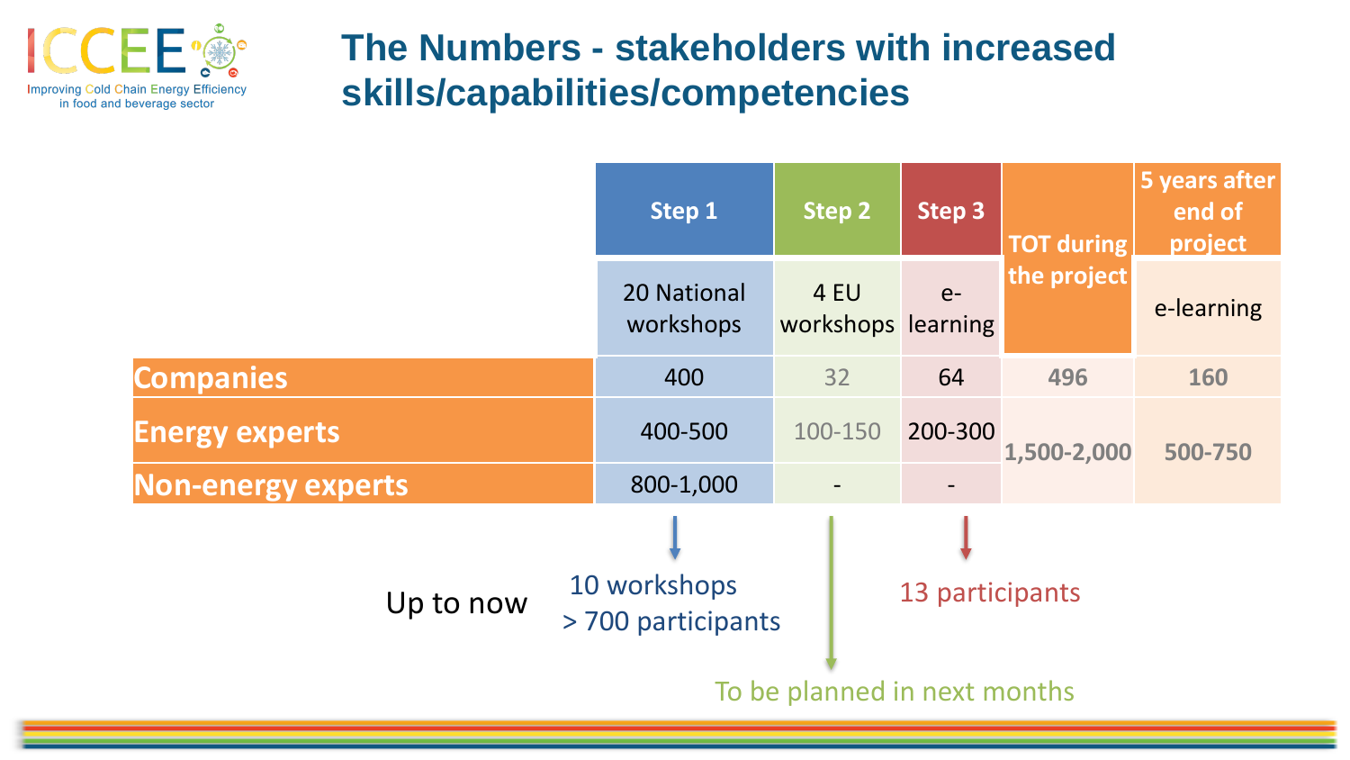# The Numbers - stakeholders with increased skills/capabilities/competencies

| | Step 1 | Step 2 | Step 3 | TOT during the project | 5 years after end of project |
|---|---|---|---|---|---|
| | 20 National workshops | 4 EU workshops | e-learning | | e-learning |
| Companies | 400 | 32 | 64 | 496 | 160 |
| Energy experts | 400-500 | 100-150 | 200-300 | 1,500-2,000 | 500-750 |
| Non-energy experts | 800-1,000 | - | - | | |

Up to now

- Step 1: 10 workshops > 700 participants
- Step 2: To be planned in next months
- Step 3: 13 participants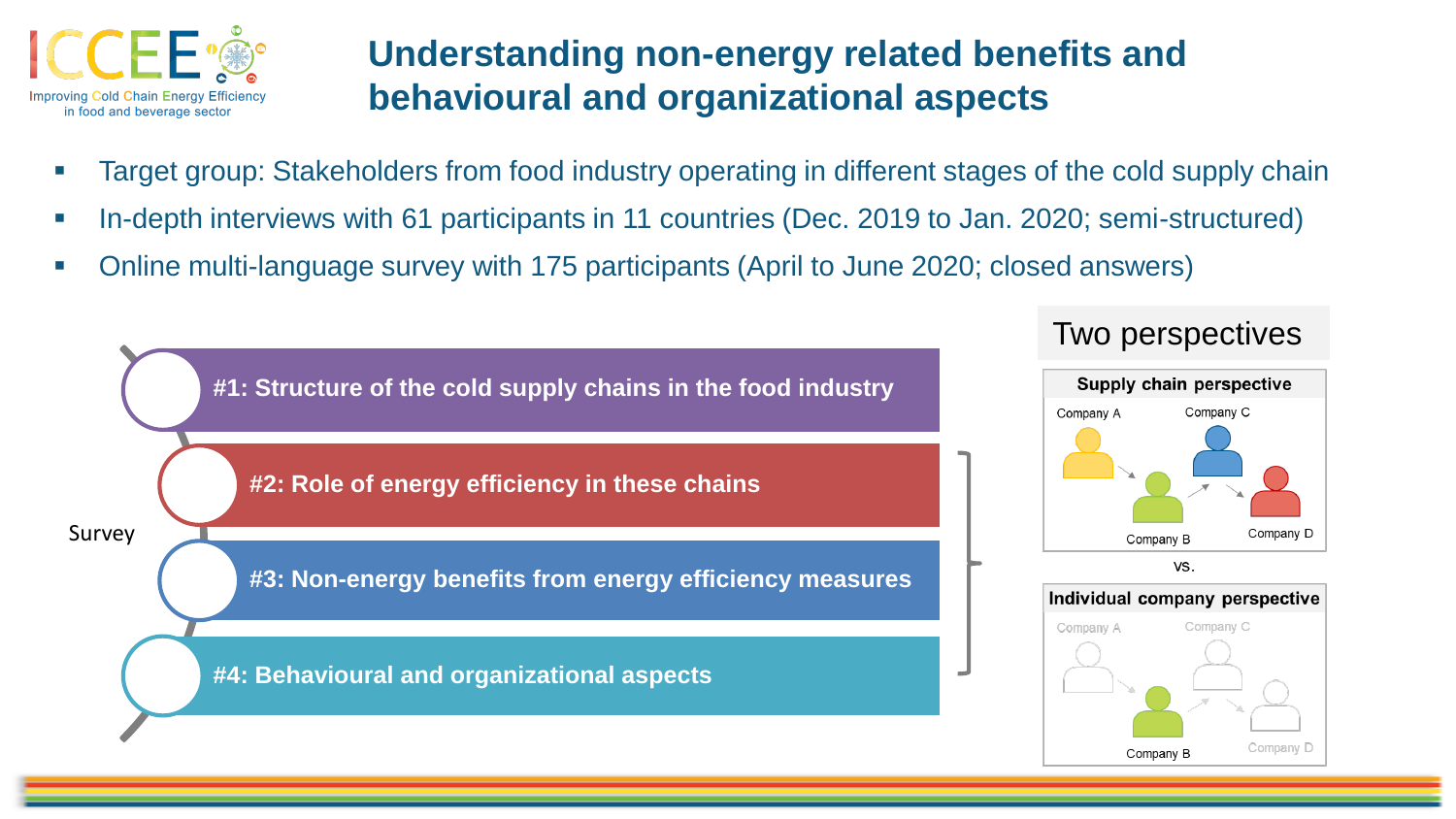# Understanding non-energy related benefits and behavioural and organizational aspects

- Target group: Stakeholders from food industry operating in different stages of the cold supply chain
- In-depth interviews with 61 participants in 11 countries (Dec. 2019 to Jan. 2020; semi-structured)
- Online multi-language survey with 175 participants (April to June 2020; closed answers)

Survey

- **#1: Structure of the cold supply chains in the food industry**
- **#2: Role of energy efficiency in these chains**
- **#3: Non-energy benefits from energy efficiency measures**
- **#4: Behavioural and organizational aspects**

## Two perspectives

**Supply chain perspective**

Company A, Company B, Company C, Company D

vs.

**Individual company perspective**

Company A, Company B, Company C, Company D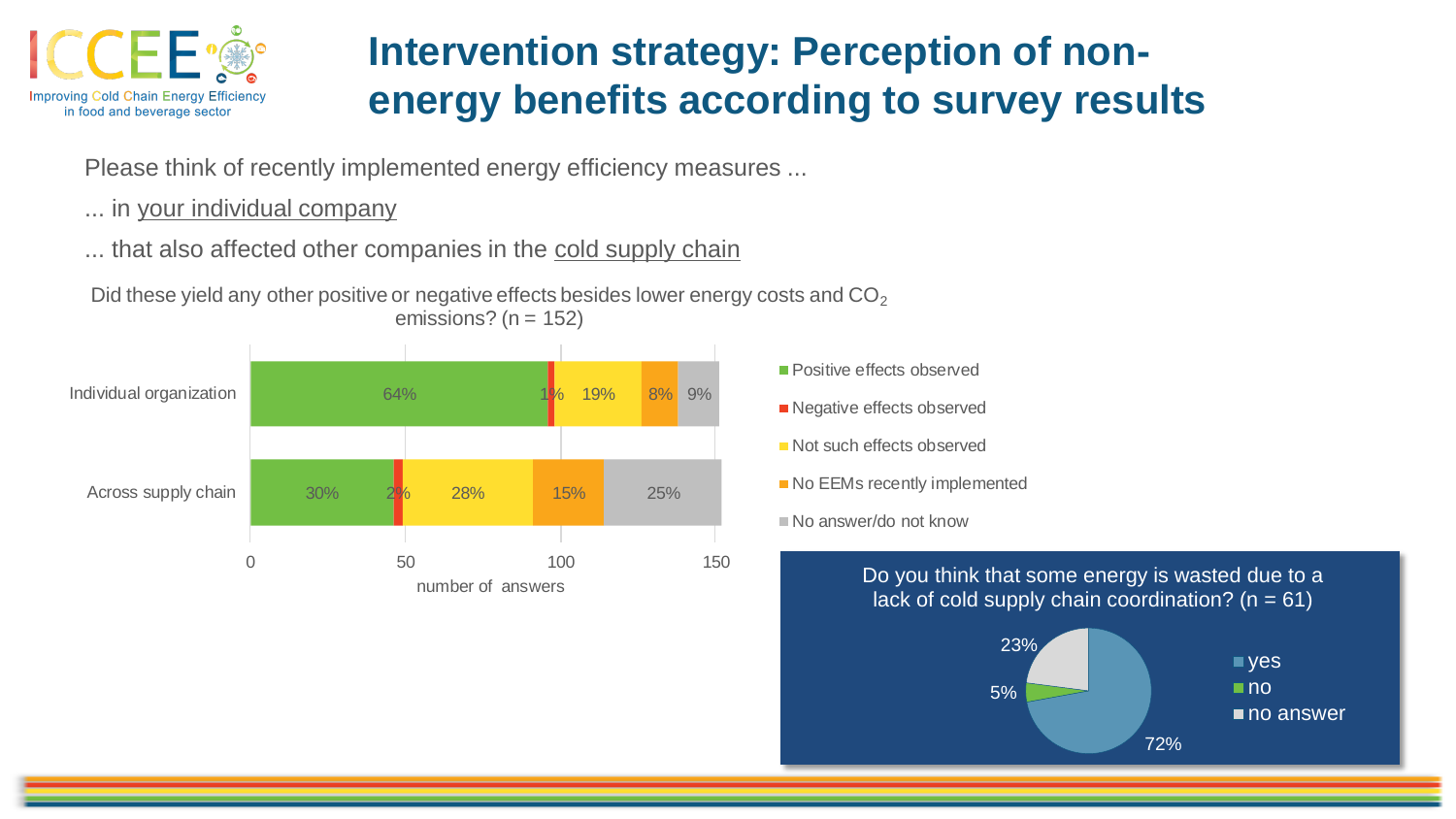# Intervention strategy: Perception of non-energy benefits according to survey results

Please think of recently implemented energy efficiency measures ...

... in your individual company

... that also affected other companies in the cold supply chain

Did these yield any other positive or negative effects besides lower energy costs and $CO_2$ emissions? (n = 152)

| | Positive effects observed | Negative effects observed | Not such effects observed | No EEMs recently implemented | No answer/do not know |
|---|---|---|---|---|---|
| Individual organization | 64% | 1% | 19% | 8% | 9% |
| Across supply chain | 30% | 2% | 28% | 15% | 25% |

number of answers (0, 50, 100, 150)

Do you think that some energy is wasted due to a lack of cold supply chain coordination? (n = 61)

| Answer | Share |
|---|---|
| yes | 72% |
| no | 5% |
| no answer | 23% |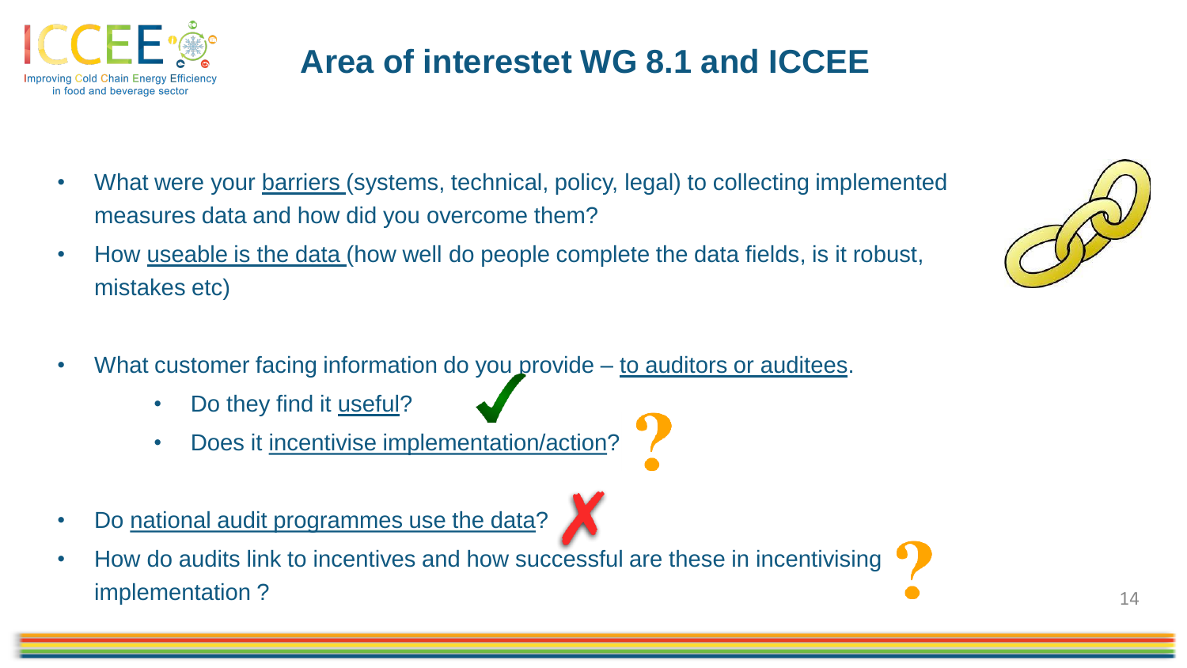# Area of interestet WG 8.1 and ICCEE

- What were your barriers (systems, technical, policy, legal) to collecting implemented measures data and how did you overcome them?
- How useable is the data (how well do people complete the data fields, is it robust, mistakes etc)
- What customer facing information do you provide – to auditors or auditees.
  - Do they find it useful?
  - Does it incentivise implementation/action?
- Do national audit programmes use the data?
- How do audits link to incentives and how successful are these in incentivising implementation ?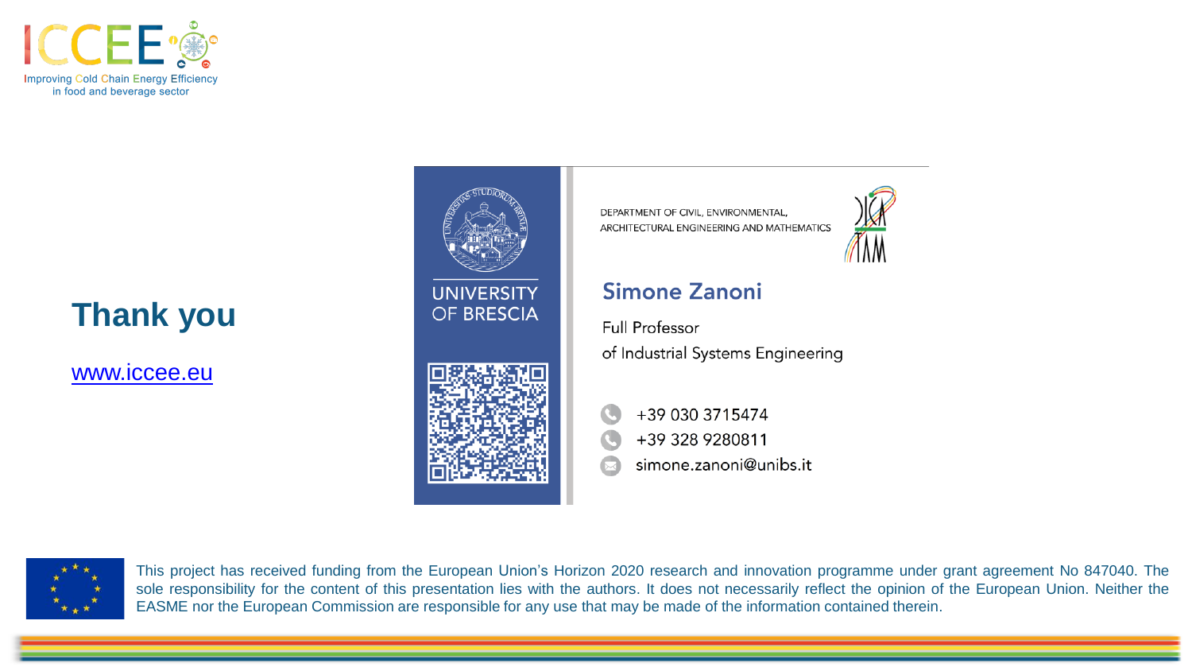ICCEE

Improving Cold Chain Energy Efficiency in food and beverage sector

# Thank you

www.iccee.eu

UNIVERSITY OF BRESCIA

DEPARTMENT OF CIVIL, ENVIRONMENTAL, ARCHITECTURAL ENGINEERING AND MATHEMATICS

## Simone Zanoni

Full Professor
of Industrial Systems Engineering

+39 030 3715474

+39 328 9280811

simone.zanoni@unibs.it

This project has received funding from the European Union's Horizon 2020 research and innovation programme under grant agreement No 847040. The sole responsibility for the content of this presentation lies with the authors. It does not necessarily reflect the opinion of the European Union. Neither the EASME nor the European Commission are responsible for any use that may be made of the information contained therein.